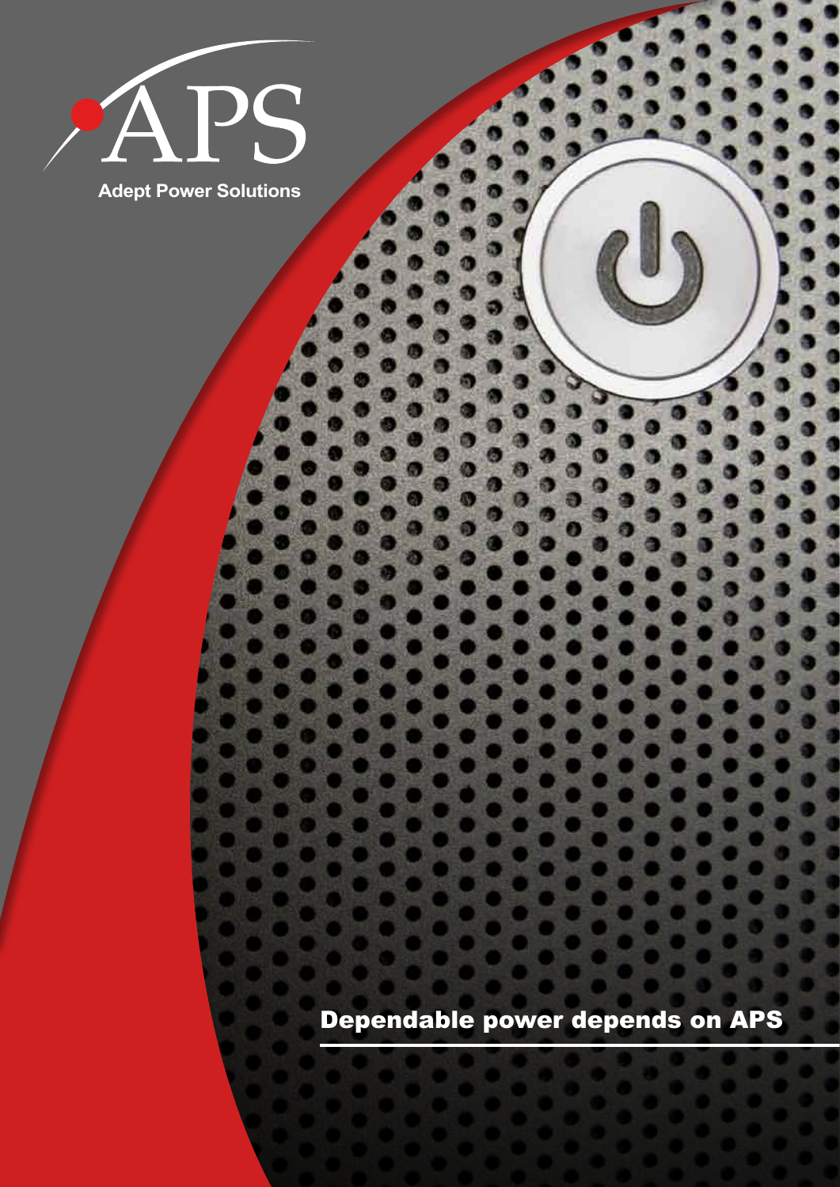# APS

Adept Power Solutions

Dependable power depends on APS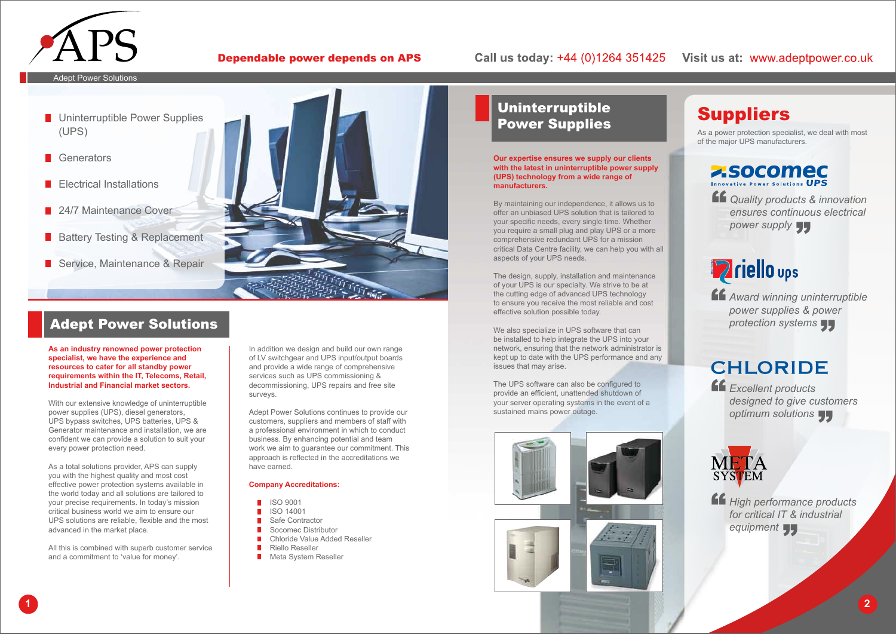# APS

Adept Power Solutions

**Dependable power depends on APS**

Call us today: +44 (0)1264 351425 Visit us at: www.adeptpower.co.uk

- Uninterruptible Power Supplies (UPS)
- Generators
- Electrical Installations
- 24/7 Maintenance Cover
- Battery Testing & Replacement
- Service, Maintenance & Repair

## Adept Power Solutions

**As an industry renowned power protection specialist, we have the experience and resources to cater for all standby power requirements within the IT, Telecoms, Retail, Industrial and Financial market sectors.**

With our extensive knowledge of uninterruptible power supplies (UPS), diesel generators, UPS bypass switches, UPS batteries, UPS & Generator maintenance and installation, we are confident we can provide a solution to suit your every power protection need.

As a total solutions provider, APS can supply you with the highest quality and most cost effective power protection systems available in the world today and all solutions are tailored to your precise requirements. In today's mission critical business world we aim to ensure our UPS solutions are reliable, flexible and the most advanced in the market place.

All this is combined with superb customer service and a commitment to 'value for money'.

In addition we design and build our own range of LV switchgear and UPS input/output boards and provide a wide range of comprehensive services such as UPS commissioning & decommissioning, UPS repairs and free site surveys.

Adept Power Solutions continues to provide our customers, suppliers and members of staff with a professional environment in which to conduct business. By enhancing potential and team work we aim to guarantee our commitment. This approach is reflected in the accreditations we have earned.

**Company Accreditations:**

- ISO 9001
- ISO 14001
- Safe Contractor
- Socomec Distributor
- Chloride Value Added Reseller
- Riello Reseller
- Meta System Reseller

## Uninterruptible Power Supplies

**Our expertise ensures we supply our clients with the latest in uninterruptible power supply (UPS) technology from a wide range of manufacturers.**

By maintaining our independence, it allows us to offer an unbiased UPS solution that is tailored to your specific needs, every single time. Whether you require a small plug and play UPS or a more comprehensive redundant UPS for a mission critical Data Centre facility, we can help you with all aspects of your UPS needs.

The design, supply, installation and maintenance of UPS is our specialty. We strive to be at the cutting edge of advanced UPS technology to ensure you receive the most reliable and cost effective solution possible today.

We also specialize in UPS software that can be installed to help integrate the UPS into your network, ensuring that the network administrator is kept up to date with the UPS performance and any issues that may arise.

The UPS software can also be configured to provide an efficient, unattended shutdown of your server operating systems in the event of a sustained mains power outage.

## Suppliers

As a power protection specialist, we deal with most of the major UPS manufacturers.

**socomec** Innovative Power Solutions UPS

*"Quality products & innovation ensures continuous electrical power supply"*

**riello ups**

*"Award winning uninterruptible power supplies & power protection systems"*

**CHLORIDE**

*"Excellent products designed to give customers optimum solutions"*

**META SYSTEM**

*"High performance products for critical IT & industrial equipment"*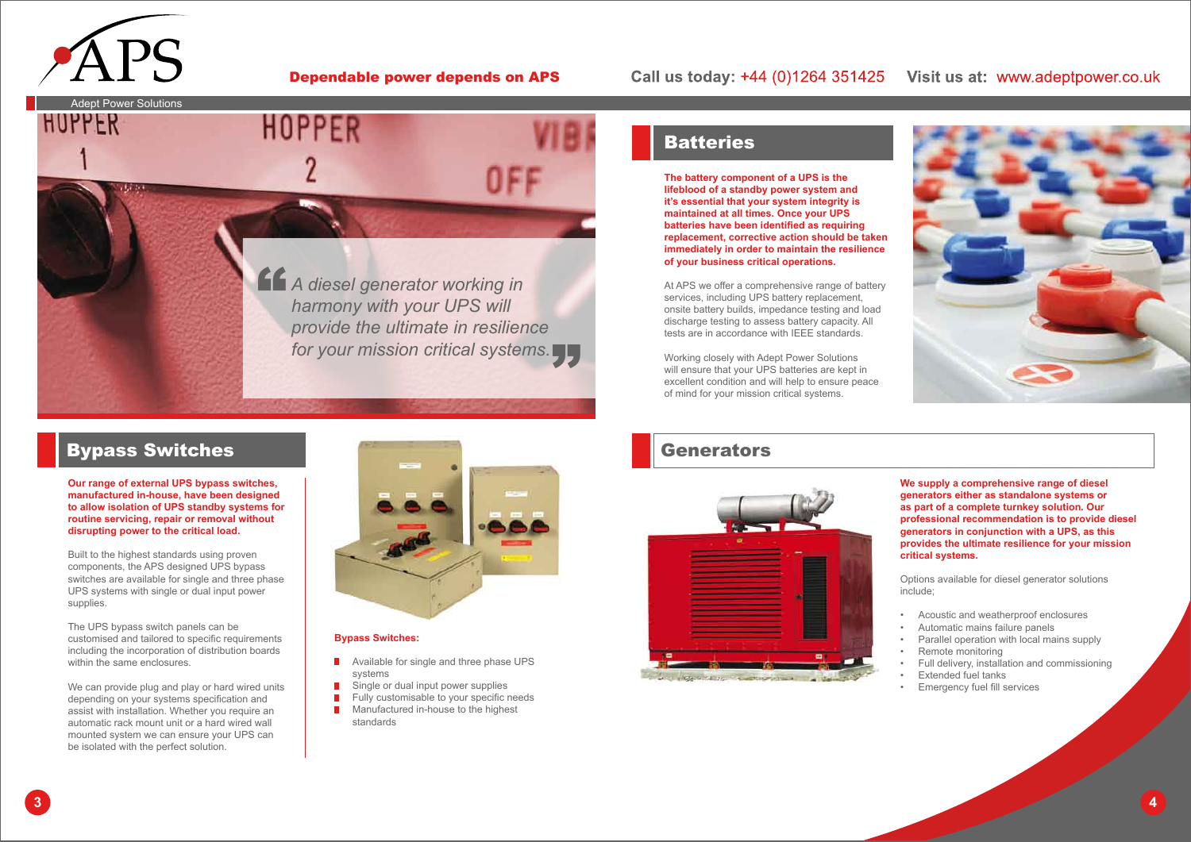Dependable power depends on APS

Call us today: +44 (0)1264 351425 Visit us at: www.adeptpower.co.uk

> *A diesel generator working in harmony with your UPS will provide the ultimate in resilience for your mission critical systems.*

## Batteries

**The battery component of a UPS is the lifeblood of a standby power system and it's essential that your system integrity is maintained at all times. Once your UPS batteries have been identified as requiring replacement, corrective action should be taken immediately in order to maintain the resilience of your business critical operations.**

At APS we offer a comprehensive range of battery services, including UPS battery replacement, onsite battery builds, impedance testing and load discharge testing to assess battery capacity. All tests are in accordance with IEEE standards.

Working closely with Adept Power Solutions will ensure that your UPS batteries are kept in excellent condition and will help to ensure peace of mind for your mission critical systems.

## Bypass Switches

**Our range of external UPS bypass switches, manufactured in-house, have been designed to allow isolation of UPS standby systems for routine servicing, repair or removal without disrupting power to the critical load.**

Built to the highest standards using proven components, the APS designed UPS bypass switches are available for single and three phase UPS systems with single or dual input power supplies.

The UPS bypass switch panels can be customised and tailored to specific requirements including the incorporation of distribution boards within the same enclosures.

We can provide plug and play or hard wired units depending on your systems specification and assist with installation. Whether you require an automatic rack mount unit or a hard wired wall mounted system we can ensure your UPS can be isolated with the perfect solution.

**Bypass Switches:**

- Available for single and three phase UPS systems
- Single or dual input power supplies
- Fully customisable to your specific needs
- Manufactured in-house to the highest standards

## Generators

**We supply a comprehensive range of diesel generators either as standalone systems or as part of a complete turnkey solution. Our professional recommendation is to provide diesel generators in conjunction with a UPS, as this provides the ultimate resilience for your mission critical systems.**

Options available for diesel generator solutions include;

- Acoustic and weatherproof enclosures
- Automatic mains failure panels
- Parallel operation with local mains supply
- Remote monitoring
- Full delivery, installation and commissioning
- Extended fuel tanks
- Emergency fuel fill services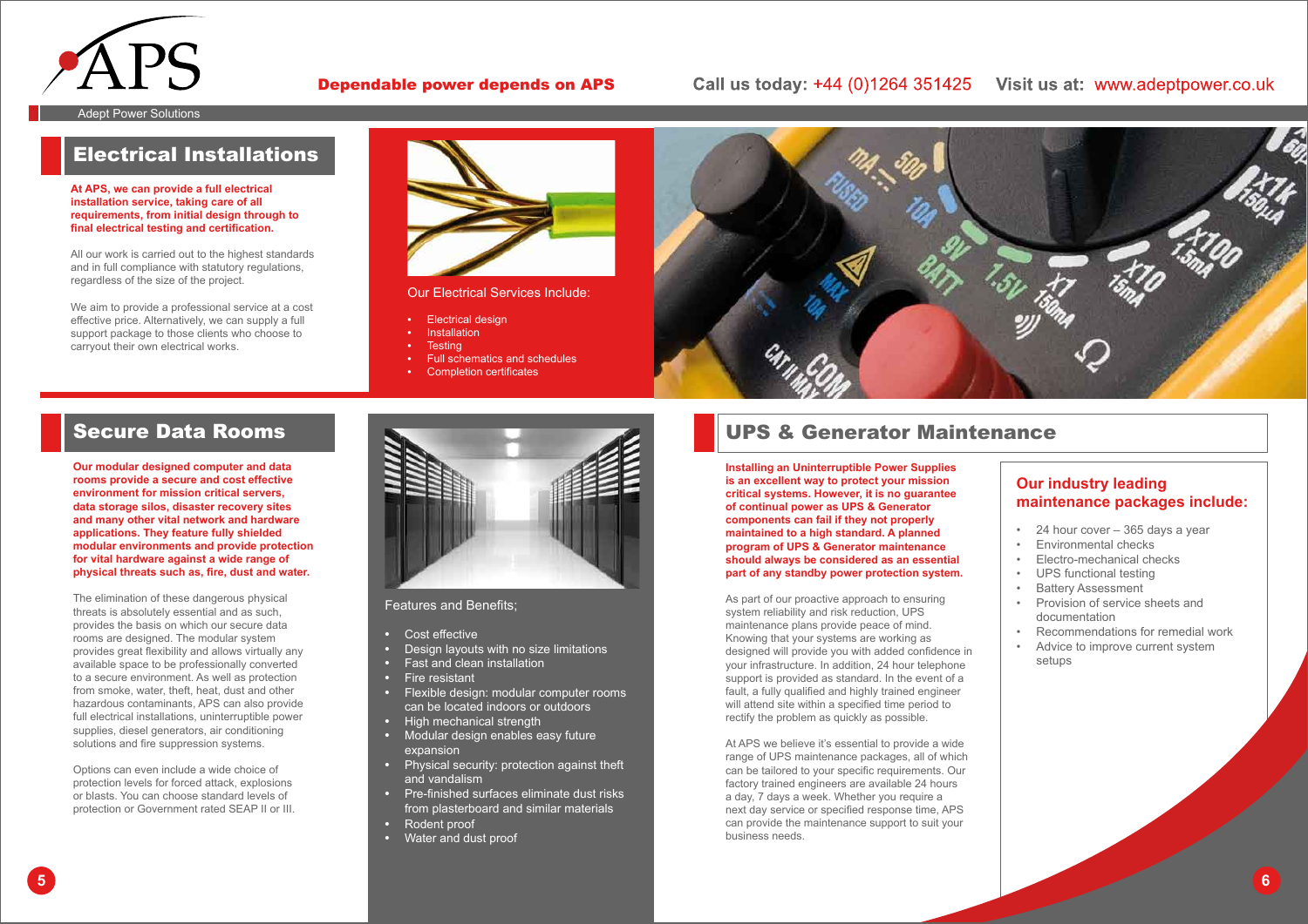# Electrical Installations

**At APS, we can provide a full electrical installation service, taking care of all requirements, from initial design through to final electrical testing and certification.**

All our work is carried out to the highest standards and in full compliance with statutory regulations, regardless of the size of the project.

We aim to provide a professional service at a cost effective price. Alternatively, we can supply a full support package to those clients who choose to carryout their own electrical works.

Our Electrical Services Include:

- Electrical design
- Installation
- Testing
- Full schematics and schedules
- Completion certificates

# Secure Data Rooms

**Our modular designed computer and data rooms provide a secure and cost effective environment for mission critical servers, data storage silos, disaster recovery sites and many other vital network and hardware applications. They feature fully shielded modular environments and provide protection for vital hardware against a wide range of physical threats such as, fire, dust and water.**

The elimination of these dangerous physical threats is absolutely essential and as such, provides the basis on which our secure data rooms are designed. The modular system provides great flexibility and allows virtually any available space to be professionally converted to a secure environment. As well as protection from smoke, water, theft, heat, dust and other hazardous contaminants, APS can also provide full electrical installations, uninterruptible power supplies, diesel generators, air conditioning solutions and fire suppression systems.

Options can even include a wide choice of protection levels for forced attack, explosions or blasts. You can choose standard levels of protection or Government rated SEAP II or III.

Features and Benefits;

- Cost effective
- Design layouts with no size limitations
- Fast and clean installation
- Fire resistant
- Flexible design: modular computer rooms can be located indoors or outdoors
- High mechanical strength
- Modular design enables easy future expansion
- Physical security: protection against theft and vandalism
- Pre-finished surfaces eliminate dust risks from plasterboard and similar materials
- Rodent proof
- Water and dust proof

# UPS & Generator Maintenance

**Installing an Uninterruptible Power Supplies is an excellent way to protect your mission critical systems. However, it is no guarantee of continual power as UPS & Generator components can fail if they not properly maintained to a high standard. A planned program of UPS & Generator maintenance should always be considered as an essential part of any standby power protection system.**

As part of our proactive approach to ensuring system reliability and risk reduction, UPS maintenance plans provide peace of mind. Knowing that your systems are working as designed will provide you with added confidence in your infrastructure. In addition, 24 hour telephone support is provided as standard. In the event of a fault, a fully qualified and highly trained engineer will attend site within a specified time period to rectify the problem as quickly as possible.

At APS we believe it's essential to provide a wide range of UPS maintenance packages, all of which can be tailored to your specific requirements. Our factory trained engineers are available 24 hours a day, 7 days a week. Whether you require a next day service or specified response time, APS can provide the maintenance support to suit your business needs.

## Our industry leading maintenance packages include:

- 24 hour cover – 365 days a year
- Environmental checks
- Electro-mechanical checks
- UPS functional testing
- Battery Assessment
- Provision of service sheets and documentation
- Recommendations for remedial work
- Advice to improve current system setups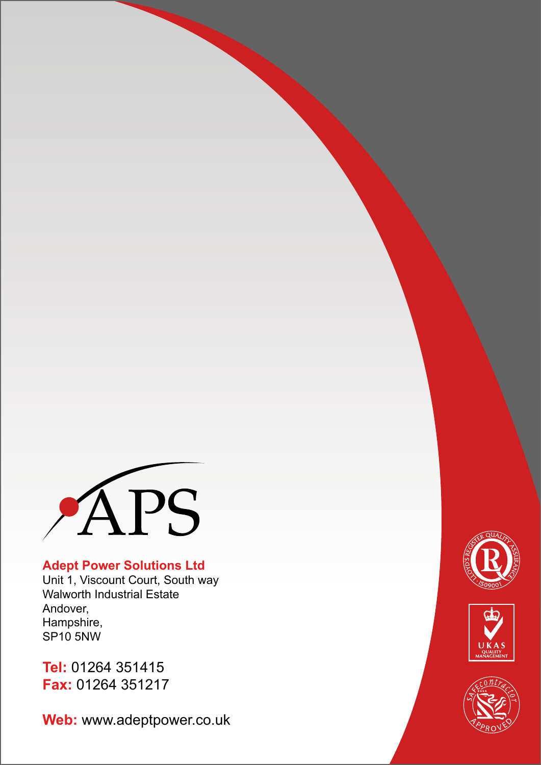APS

**Adept Power Solutions Ltd**
Unit 1, Viscount Court, South way
Walworth Industrial Estate
Andover,
Hampshire,
SP10 5NW

**Tel:** 01264 351415
**Fax:** 01264 351217

**Web:** www.adeptpower.co.uk